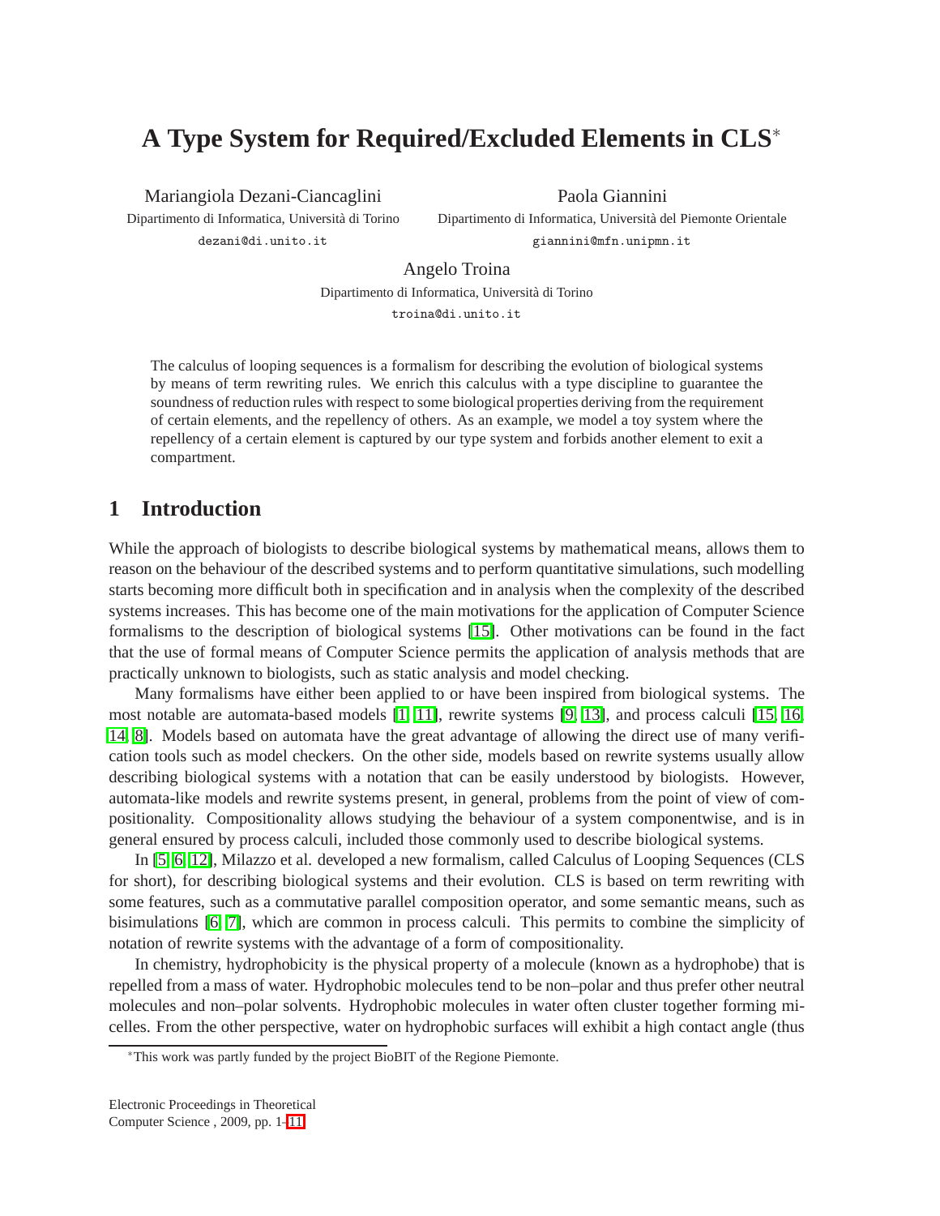# A Type System for Required/Excluded Elements in CLS*

Mariangiola Dezani-Ciancaglini
Dipartimento di Informatica, Università di Torino
dezani@di.unito.it

Paola Giannini
Dipartimento di Informatica, Università del Piemonte Orientale
giannini@mfn.unipmn.it

Angelo Troina
Dipartimento di Informatica, Università di Torino
troina@di.unito.it

The calculus of looping sequences is a formalism for describing the evolution of biological systems by means of term rewriting rules. We enrich this calculus with a type discipline to guarantee the soundness of reduction rules with respect to some biological properties deriving from the requirement of certain elements, and the repellency of others. As an example, we model a toy system where the repellency of a certain element is captured by our type system and forbids another element to exit a compartment.

## 1 Introduction

While the approach of biologists to describe biological systems by mathematical means, allows them to reason on the behaviour of the described systems and to perform quantitative simulations, such modelling starts becoming more difficult both in specification and in analysis when the complexity of the described systems increases. This has become one of the main motivations for the application of Computer Science formalisms to the description of biological systems [15]. Other motivations can be found in the fact that the use of formal means of Computer Science permits the application of analysis methods that are practically unknown to biologists, such as static analysis and model checking.

Many formalisms have either been applied to or have been inspired from biological systems. The most notable are automata-based models [1, 11], rewrite systems [9, 13], and process calculi [15, 16, 14, 8]. Models based on automata have the great advantage of allowing the direct use of many verification tools such as model checkers. On the other side, models based on rewrite systems usually allow describing biological systems with a notation that can be easily understood by biologists. However, automata-like models and rewrite systems present, in general, problems from the point of view of compositionality. Compositionality allows studying the behaviour of a system componentwise, and is in general ensured by process calculi, included those commonly used to describe biological systems.

In [5, 6, 12], Milazzo et al. developed a new formalism, called Calculus of Looping Sequences (CLS for short), for describing biological systems and their evolution. CLS is based on term rewriting with some features, such as a commutative parallel composition operator, and some semantic means, such as bisimulations [6, 7], which are common in process calculi. This permits to combine the simplicity of notation of rewrite systems with the advantage of a form of compositionality.

In chemistry, hydrophobicity is the physical property of a molecule (known as a hydrophobe) that is repelled from a mass of water. Hydrophobic molecules tend to be non–polar and thus prefer other neutral molecules and non–polar solvents. Hydrophobic molecules in water often cluster together forming micelles. From the other perspective, water on hydrophobic surfaces will exhibit a high contact angle (thus

*This work was partly funded by the project BioBIT of the Regione Piemonte.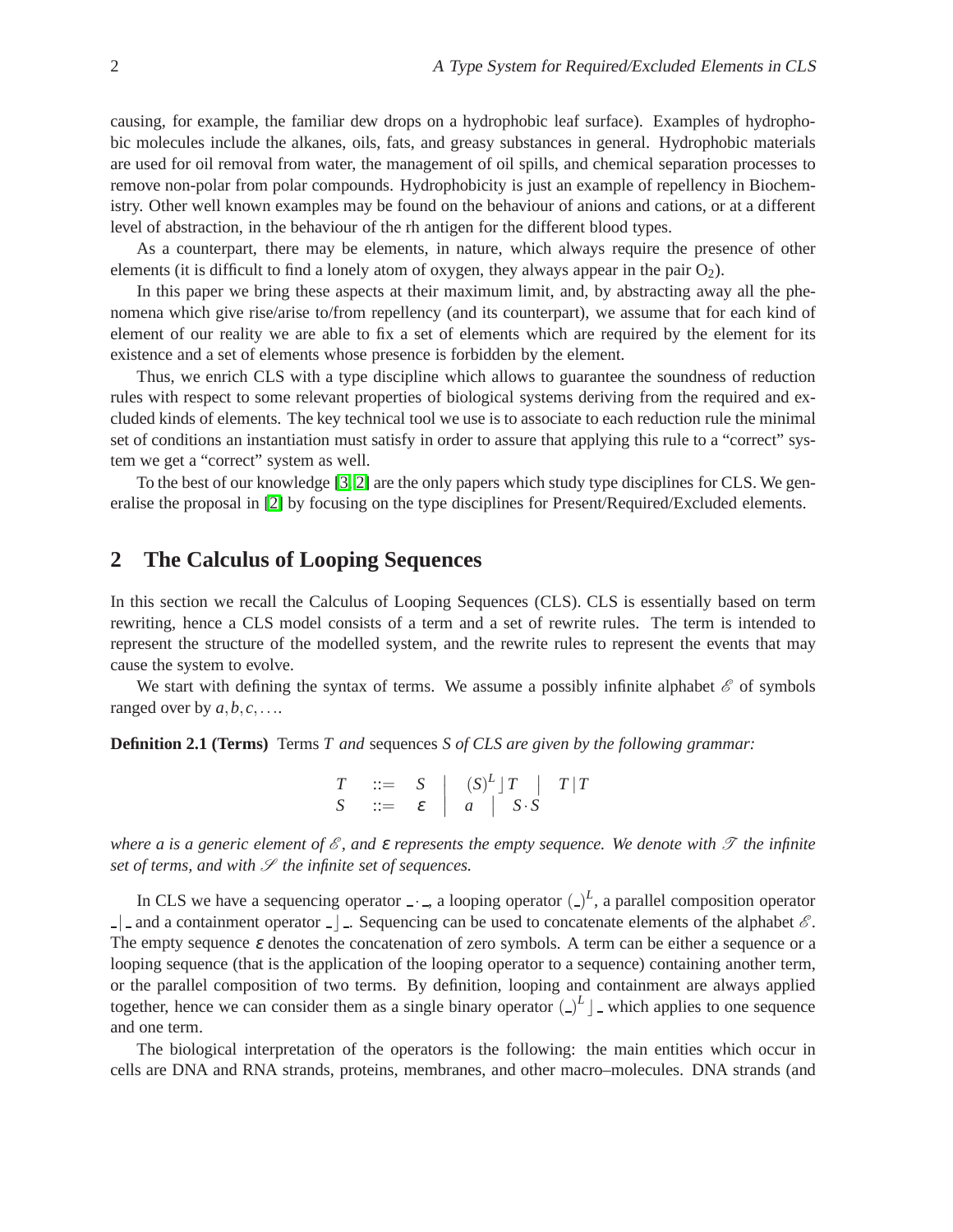causing, for example, the familiar dew drops on a hydrophobic leaf surface). Examples of hydrophobic molecules include the alkanes, oils, fats, and greasy substances in general. Hydrophobic materials are used for oil removal from water, the management of oil spills, and chemical separation processes to remove non-polar from polar compounds. Hydrophobicity is just an example of repellency in Biochemistry. Other well known examples may be found on the behaviour of anions and cations, or at a different level of abstraction, in the behaviour of the rh antigen for the different blood types.

As a counterpart, there may be elements, in nature, which always require the presence of other elements (it is difficult to find a lonely atom of oxygen, they always appear in the pair $O_2$).

In this paper we bring these aspects at their maximum limit, and, by abstracting away all the phenomena which give rise/arise to/from repellency (and its counterpart), we assume that for each kind of element of our reality we are able to fix a set of elements which are required by the element for its existence and a set of elements whose presence is forbidden by the element.

Thus, we enrich CLS with a type discipline which allows to guarantee the soundness of reduction rules with respect to some relevant properties of biological systems deriving from the required and excluded kinds of elements. The key technical tool we use is to associate to each reduction rule the minimal set of conditions an instantiation must satisfy in order to assure that applying this rule to a "correct" system we get a "correct" system as well.

To the best of our knowledge [3, 2] are the only papers which study type disciplines for CLS. We generalise the proposal in [2] by focusing on the type disciplines for Present/Required/Excluded elements.

## 2 The Calculus of Looping Sequences

In this section we recall the Calculus of Looping Sequences (CLS). CLS is essentially based on term rewriting, hence a CLS model consists of a term and a set of rewrite rules. The term is intended to represent the structure of the modelled system, and the rewrite rules to represent the events that may cause the system to evolve.

We start with defining the syntax of terms. We assume a possibly infinite alphabet $\mathscr{E}$ of symbols ranged over by $a, b, c, \ldots$.

**Definition 2.1 (Terms)** Terms $T$ *and* sequences $S$ *of CLS are given by the following grammar:*

$$
\begin{array}{lcl}
T & ::= & S \quad \big| \quad (S)^L \rfloor T \quad \big| \quad T \,|\, T \\
S & ::= & \varepsilon \quad \big| \quad a \quad \big| \quad S \cdot S
\end{array}
$$

*where $a$ is a generic element of $\mathscr{E}$, and $\varepsilon$ represents the empty sequence. We denote with $\mathscr{T}$ the infinite set of terms, and with $\mathscr{S}$ the infinite set of sequences.*

In CLS we have a sequencing operator $\_ \cdot \_$, a looping operator $(\_)^L$, a parallel composition operator $\_ \,|\, \_$ and a containment operator $\_ \rfloor \_$. Sequencing can be used to concatenate elements of the alphabet $\mathscr{E}$. The empty sequence $\varepsilon$ denotes the concatenation of zero symbols. A term can be either a sequence or a looping sequence (that is the application of the looping operator to a sequence) containing another term, or the parallel composition of two terms. By definition, looping and containment are always applied together, hence we can consider them as a single binary operator $(\_)^L \rfloor \_$ which applies to one sequence and one term.

The biological interpretation of the operators is the following: the main entities which occur in cells are DNA and RNA strands, proteins, membranes, and other macro–molecules. DNA strands (and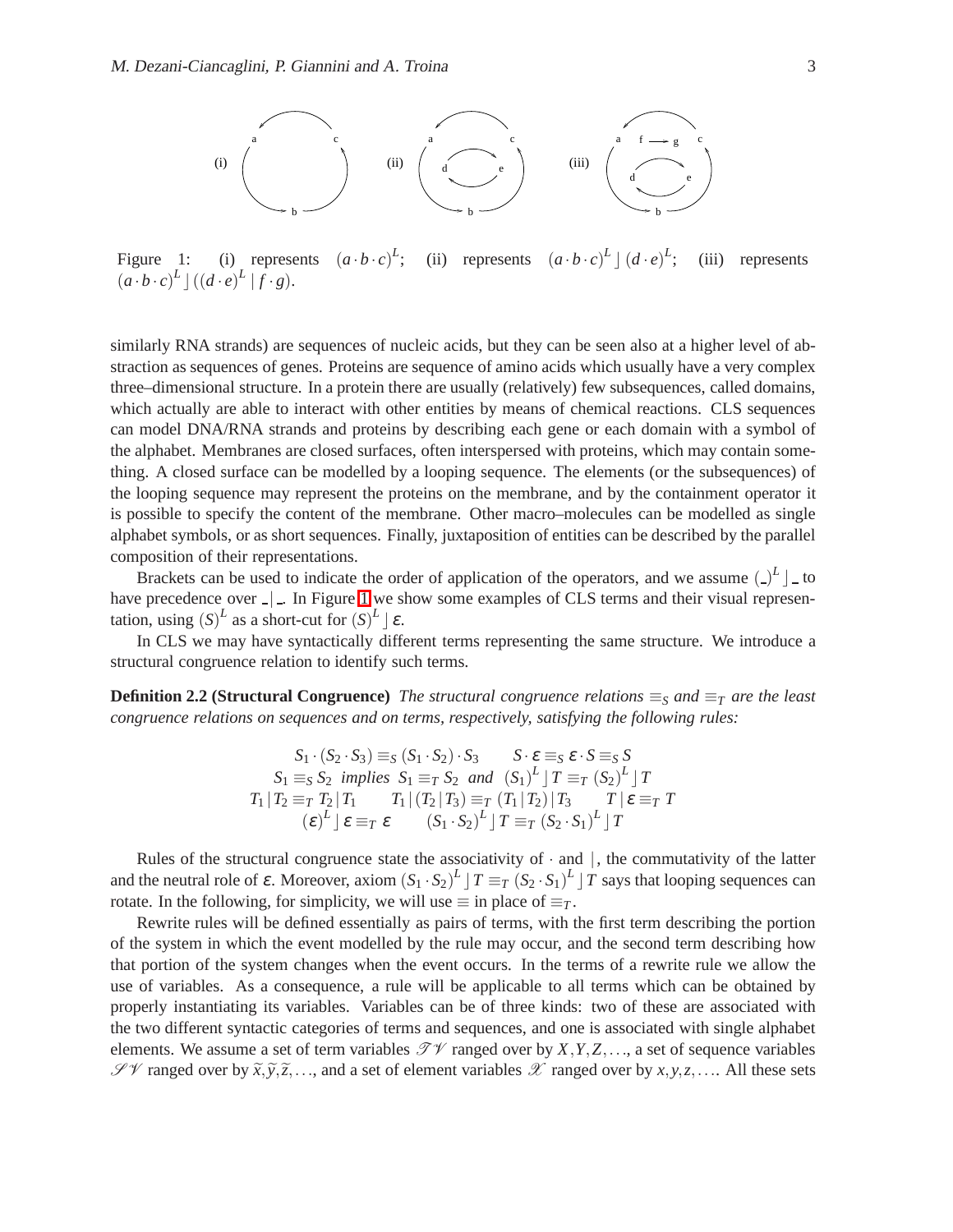Figure 1: (i) represents $(a \cdot b \cdot c)^L$; (ii) represents $(a \cdot b \cdot c)^L \rfloor (d \cdot e)^L$; (iii) represents $(a \cdot b \cdot c)^L \rfloor ((d \cdot e)^L \mid f \cdot g)$.

similarly RNA strands) are sequences of nucleic acids, but they can be seen also at a higher level of abstraction as sequences of genes. Proteins are sequence of amino acids which usually have a very complex three–dimensional structure. In a protein there are usually (relatively) few subsequences, called domains, which actually are able to interact with other entities by means of chemical reactions. CLS sequences can model DNA/RNA strands and proteins by describing each gene or each domain with a symbol of the alphabet. Membranes are closed surfaces, often interspersed with proteins, which may contain something. A closed surface can be modelled by a looping sequence. The elements (or the subsequences) of the looping sequence may represent the proteins on the membrane, and by the containment operator it is possible to specify the content of the membrane. Other macro–molecules can be modelled as single alphabet symbols, or as short sequences. Finally, juxtaposition of entities can be described by the parallel composition of their representations.

Brackets can be used to indicate the order of application of the operators, and we assume $(\_)^L \rfloor \_$ to have precedence over $\_ \mid \_$. In Figure 1 we show some examples of CLS terms and their visual representation, using $(S)^L$ as a short-cut for $(S)^L \rfloor \varepsilon$.

In CLS we may have syntactically different terms representing the same structure. We introduce a structural congruence relation to identify such terms.

**Definition 2.2 (Structural Congruence)** *The structural congruence relations $\equiv_S$ and $\equiv_T$ are the least congruence relations on sequences and on terms, respectively, satisfying the following rules:*

$$S_1 \cdot (S_2 \cdot S_3) \equiv_S (S_1 \cdot S_2) \cdot S_3 \qquad S \cdot \varepsilon \equiv_S \varepsilon \cdot S \equiv_S S$$
$$S_1 \equiv_S S_2 \text{ implies } S_1 \equiv_T S_2 \text{ and } (S_1)^L \rfloor T \equiv_T (S_2)^L \rfloor T$$
$$T_1 \mid T_2 \equiv_T T_2 \mid T_1 \qquad T_1 \mid (T_2 \mid T_3) \equiv_T (T_1 \mid T_2) \mid T_3 \qquad T \mid \varepsilon \equiv_T T$$
$$(\varepsilon)^L \rfloor \varepsilon \equiv_T \varepsilon \qquad (S_1 \cdot S_2)^L \rfloor T \equiv_T (S_2 \cdot S_1)^L \rfloor T$$

Rules of the structural congruence state the associativity of $\cdot$ and $\mid$, the commutativity of the latter and the neutral role of $\varepsilon$. Moreover, axiom $(S_1 \cdot S_2)^L \rfloor T \equiv_T (S_2 \cdot S_1)^L \rfloor T$ says that looping sequences can rotate. In the following, for simplicity, we will use $\equiv$ in place of $\equiv_T$.

Rewrite rules will be defined essentially as pairs of terms, with the first term describing the portion of the system in which the event modelled by the rule may occur, and the second term describing how that portion of the system changes when the event occurs. In the terms of a rewrite rule we allow the use of variables. As a consequence, a rule will be applicable to all terms which can be obtained by properly instantiating its variables. Variables can be of three kinds: two of these are associated with the two different syntactic categories of terms and sequences, and one is associated with single alphabet elements. We assume a set of term variables $\mathcal{TV}$ ranged over by $X, Y, Z, \ldots$, a set of sequence variables $\mathcal{SV}$ ranged over by $\widetilde{x}, \widetilde{y}, \widetilde{z}, \ldots$, and a set of element variables $\mathcal{X}$ ranged over by $x, y, z, \ldots$. All these sets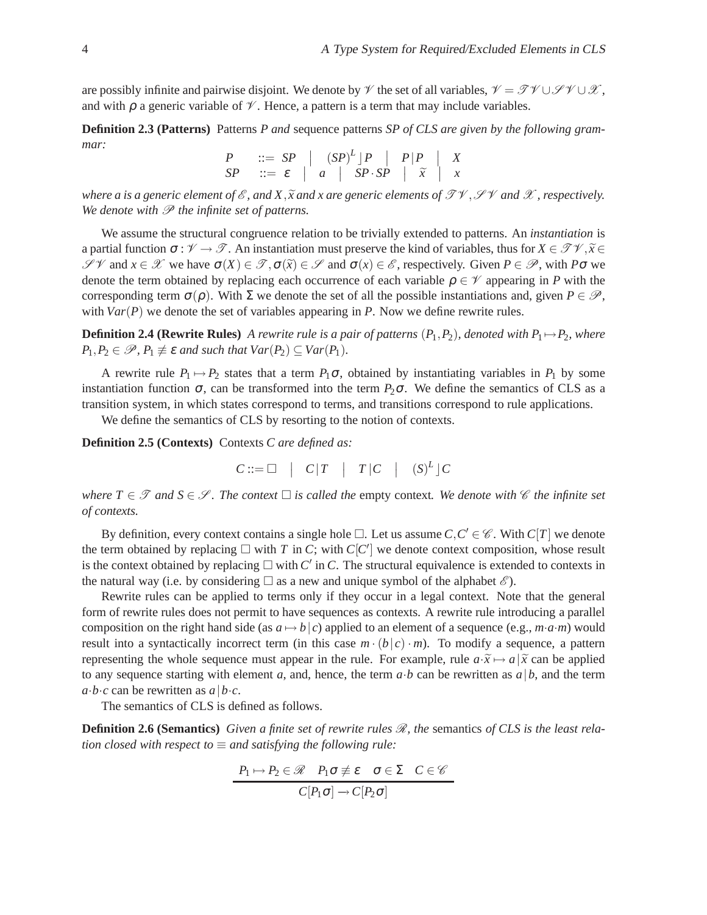are possibly infinite and pairwise disjoint. We denote by $\mathscr{V}$ the set of all variables, $\mathscr{V} = \mathscr{TV} \cup \mathscr{SV} \cup \mathscr{X}$, and with $\rho$ a generic variable of $\mathscr{V}$. Hence, a pattern is a term that may include variables.

**Definition 2.3 (Patterns)** Patterns *P and* sequence patterns *SP of CLS are given by the following grammar:*

$$
\begin{array}{lcl}
P & ::= & SP \quad \big| \quad (SP)^L \rfloor P \quad \big| \quad P\,|\,P \quad \big| \quad X \\
SP & ::= & \varepsilon \quad \big| \quad a \quad \big| \quad SP \cdot SP \quad \big| \quad \widetilde{x} \quad \big| \quad x
\end{array}
$$

*where a is a generic element of $\mathscr{E}$, and $X, \widetilde{x}$ and $x$ are generic elements of $\mathscr{TV}, \mathscr{SV}$ and $\mathscr{X}$, respectively. We denote with $\mathscr{P}$ the infinite set of patterns.*

We assume the structural congruence relation to be trivially extended to patterns. An *instantiation* is a partial function $\sigma : \mathscr{V} \to \mathscr{T}$. An instantiation must preserve the kind of variables, thus for $X \in \mathscr{TV}, \widetilde{x} \in \mathscr{SV}$ and $x \in \mathscr{X}$ we have $\sigma(X) \in \mathscr{T}, \sigma(\widetilde{x}) \in \mathscr{S}$ and $\sigma(x) \in \mathscr{E}$, respectively. Given $P \in \mathscr{P}$, with $P\sigma$ we denote the term obtained by replacing each occurrence of each variable $\rho \in \mathscr{V}$ appearing in $P$ with the corresponding term $\sigma(\rho)$. With $\Sigma$ we denote the set of all the possible instantiations and, given $P \in \mathscr{P}$, with $Var(P)$ we denote the set of variables appearing in $P$. Now we define rewrite rules.

**Definition 2.4 (Rewrite Rules)** *A rewrite rule is a pair of patterns $(P_1, P_2)$, denoted with $P_1 \mapsto P_2$, where $P_1, P_2 \in \mathscr{P}$, $P_1 \not\equiv \varepsilon$ and such that $Var(P_2) \subseteq Var(P_1)$.*

A rewrite rule $P_1 \mapsto P_2$ states that a term $P_1\sigma$, obtained by instantiating variables in $P_1$ by some instantiation function $\sigma$, can be transformed into the term $P_2\sigma$. We define the semantics of CLS as a transition system, in which states correspond to terms, and transitions correspond to rule applications.

We define the semantics of CLS by resorting to the notion of contexts.

**Definition 2.5 (Contexts)** Contexts *C are defined as:*

$$
C ::= \square \quad \big| \quad C\,|\,T \quad \big| \quad T\,|\,C \quad \big| \quad (S)^L \rfloor C
$$

*where $T \in \mathscr{T}$ and $S \in \mathscr{S}$. The context $\square$ is called the* empty context*. We denote with $\mathscr{C}$ the infinite set of contexts.*

By definition, every context contains a single hole $\square$. Let us assume $C, C' \in \mathscr{C}$. With $C[T]$ we denote the term obtained by replacing $\square$ with $T$ in $C$; with $C[C']$ we denote context composition, whose result is the context obtained by replacing $\square$ with $C'$ in $C$. The structural equivalence is extended to contexts in the natural way (i.e. by considering $\square$ as a new and unique symbol of the alphabet $\mathscr{E}$).

Rewrite rules can be applied to terms only if they occur in a legal context. Note that the general form of rewrite rules does not permit to have sequences as contexts. A rewrite rule introducing a parallel composition on the right hand side (as $a \mapsto b\,|\,c$) applied to an element of a sequence (e.g., $m{\cdot}a{\cdot}m$) would result into a syntactically incorrect term (in this case $m \cdot (b\,|\,c) \cdot m$). To modify a sequence, a pattern representing the whole sequence must appear in the rule. For example, rule $a{\cdot}\widetilde{x} \mapsto a\,|\,\widetilde{x}$ can be applied to any sequence starting with element $a$, and, hence, the term $a{\cdot}b$ can be rewritten as $a\,|\,b$, and the term $a{\cdot}b{\cdot}c$ can be rewritten as $a\,|\,b{\cdot}c$.

The semantics of CLS is defined as follows.

**Definition 2.6 (Semantics)** *Given a finite set of rewrite rules $\mathscr{R}$, the* semantics *of CLS is the least relation closed with respect to $\equiv$ and satisfying the following rule:*

$$
\frac{P_1 \mapsto P_2 \in \mathscr{R} \quad P_1\sigma \not\equiv \varepsilon \quad \sigma \in \Sigma \quad C \in \mathscr{C}}{C[P_1\sigma] \to C[P_2\sigma]}
$$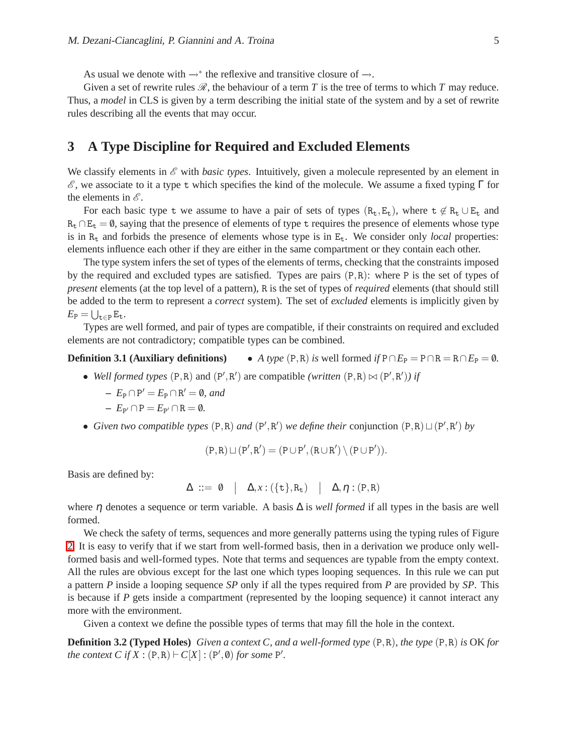As usual we denote with $\rightarrow^*$ the reflexive and transitive closure of $\rightarrow$.

Given a set of rewrite rules $\mathscr{R}$, the behaviour of a term $T$ is the tree of terms to which $T$ may reduce. Thus, a *model* in CLS is given by a term describing the initial state of the system and by a set of rewrite rules describing all the events that may occur.

## 3 A Type Discipline for Required and Excluded Elements

We classify elements in $\mathscr{E}$ with *basic types*. Intuitively, given a molecule represented by an element in $\mathscr{E}$, we associate to it a type $\mathtt{t}$ which specifies the kind of the molecule. We assume a fixed typing $\Gamma$ for the elements in $\mathscr{E}$.

For each basic type $\mathtt{t}$ we assume to have a pair of sets of types $(\mathtt{R_t}, \mathtt{E_t})$, where $\mathtt{t} \notin \mathtt{R_t} \cup \mathtt{E_t}$ and $\mathtt{R_t} \cap \mathtt{E_t} = \emptyset$, saying that the presence of elements of type $\mathtt{t}$ requires the presence of elements whose type is in $\mathtt{R_t}$ and forbids the presence of elements whose type is in $\mathtt{E_t}$. We consider only *local* properties: elements influence each other if they are either in the same compartment or they contain each other.

The type system infers the set of types of the elements of terms, checking that the constraints imposed by the required and excluded types are satisfied. Types are pairs $(\mathtt{P}, \mathtt{R})$: where $\mathtt{P}$ is the set of types of *present* elements (at the top level of a pattern), $\mathtt{R}$ is the set of types of *required* elements (that should still be added to the term to represent a *correct* system). The set of *excluded* elements is implicitly given by $E_{\mathtt{P}} = \bigcup_{\mathtt{t} \in \mathtt{P}} \mathtt{E_t}$.

Types are well formed, and pair of types are compatible, if their constraints on required and excluded elements are not contradictory; compatible types can be combined.

**Definition 3.1 (Auxiliary definitions)**

- *A type* $(\mathtt{P}, \mathtt{R})$ *is* well formed *if* $\mathtt{P} \cap E_{\mathtt{P}} = \mathtt{P} \cap \mathtt{R} = \mathtt{R} \cap E_{\mathtt{P}} = \emptyset$.
- *Well formed types* $(\mathtt{P}, \mathtt{R})$ and $(\mathtt{P}', \mathtt{R}')$ are compatible *(written* $(\mathtt{P}, \mathtt{R}) \bowtie (\mathtt{P}', \mathtt{R}')$*) if*
  - $E_{\mathtt{P}} \cap \mathtt{P}' = E_{\mathtt{P}} \cap \mathtt{R}' = \emptyset$*, and*
  - $E_{\mathtt{P}'} \cap \mathtt{P} = E_{\mathtt{P}'} \cap \mathtt{R} = \emptyset$.
- *Given two compatible types* $(\mathtt{P}, \mathtt{R})$ *and* $(\mathtt{P}', \mathtt{R}')$ *we define their* conjunction $(\mathtt{P}, \mathtt{R}) \sqcup (\mathtt{P}', \mathtt{R}')$ *by*

$$(\mathtt{P}, \mathtt{R}) \sqcup (\mathtt{P}', \mathtt{R}') = (\mathtt{P} \cup \mathtt{P}', (\mathtt{R} \cup \mathtt{R}') \setminus (\mathtt{P} \cup \mathtt{P}')).$$

Basis are defined by:

$$\Delta \ ::= \ \emptyset \quad | \quad \Delta, x : (\{\mathtt{t}\}, \mathtt{R_t}) \quad | \quad \Delta, \eta : (\mathtt{P}, \mathtt{R})$$

where $\eta$ denotes a sequence or term variable. A basis $\Delta$ is *well formed* if all types in the basis are well formed.

We check the safety of terms, sequences and more generally patterns using the typing rules of Figure 2. It is easy to verify that if we start from well-formed basis, then in a derivation we produce only well-formed basis and well-formed types. Note that terms and sequences are typable from the empty context. All the rules are obvious except for the last one which types looping sequences. In this rule we can put a pattern $P$ inside a looping sequence $SP$ only if all the types required from $P$ are provided by $SP$. This is because if $P$ gets inside a compartment (represented by the looping sequence) it cannot interact any more with the environment.

Given a context we define the possible types of terms that may fill the hole in the context.

**Definition 3.2 (Typed Holes)** *Given a context $C$, and a well-formed type* $(\mathtt{P}, \mathtt{R})$*, the type* $(\mathtt{P}, \mathtt{R})$ *is* OK *for the context $C$ if* $X : (\mathtt{P}, \mathtt{R}) \vdash C[X] : (\mathtt{P}', \emptyset)$ *for some* $\mathtt{P}'$.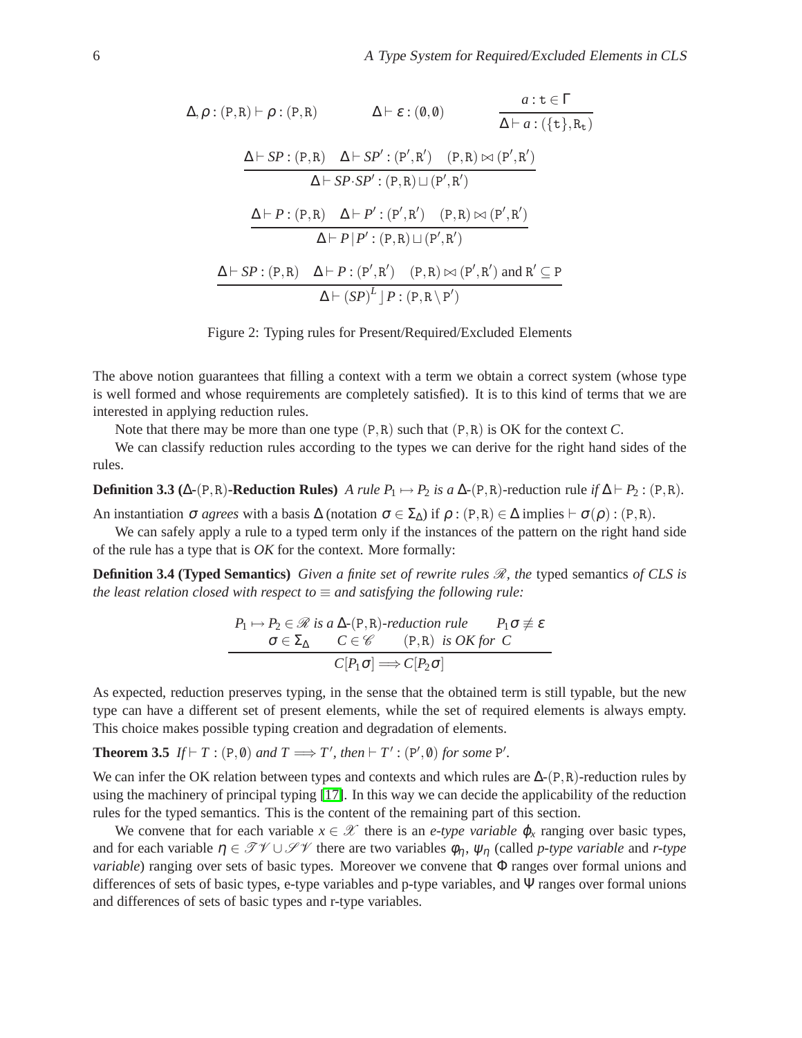$$\Delta, \rho : (\mathtt{P},\mathtt{R}) \vdash \rho : (\mathtt{P},\mathtt{R}) \qquad \Delta \vdash \varepsilon : (\emptyset,\emptyset) \qquad \frac{a : \mathtt{t} \in \Gamma}{\Delta \vdash a : (\{\mathtt{t}\},\mathtt{R}_\mathtt{t})}$$

$$\frac{\Delta \vdash SP : (\mathtt{P},\mathtt{R}) \quad \Delta \vdash SP' : (\mathtt{P}',\mathtt{R}') \quad (\mathtt{P},\mathtt{R}) \bowtie (\mathtt{P}',\mathtt{R}')}{\Delta \vdash SP \cdot SP' : (\mathtt{P},\mathtt{R}) \sqcup (\mathtt{P}',\mathtt{R}')}$$

$$\frac{\Delta \vdash P : (\mathtt{P},\mathtt{R}) \quad \Delta \vdash P' : (\mathtt{P}',\mathtt{R}') \quad (\mathtt{P},\mathtt{R}) \bowtie (\mathtt{P}',\mathtt{R}')}{\Delta \vdash P \,|\, P' : (\mathtt{P},\mathtt{R}) \sqcup (\mathtt{P}',\mathtt{R}')}$$

$$\frac{\Delta \vdash SP : (\mathtt{P},\mathtt{R}) \quad \Delta \vdash P : (\mathtt{P}',\mathtt{R}') \quad (\mathtt{P},\mathtt{R}) \bowtie (\mathtt{P}',\mathtt{R}') \text{ and } \mathtt{R}' \subseteq \mathtt{P}}{\Delta \vdash (SP)^L \rfloor P : (\mathtt{P},\mathtt{R} \setminus \mathtt{P}')}$$

Figure 2: Typing rules for Present/Required/Excluded Elements

The above notion guarantees that filling a context with a term we obtain a correct system (whose type is well formed and whose requirements are completely satisfied). It is to this kind of terms that we are interested in applying reduction rules.

Note that there may be more than one type $(\mathtt{P},\mathtt{R})$ such that $(\mathtt{P},\mathtt{R})$ is OK for the context $C$.

We can classify reduction rules according to the types we can derive for the right hand sides of the rules.

**Definition 3.3 ($\Delta$-$(\mathtt{P},\mathtt{R})$-Reduction Rules)** *A rule $P_1 \mapsto P_2$ is a $\Delta$-$(\mathtt{P},\mathtt{R})$-*reduction rule *if $\Delta \vdash P_2 : (\mathtt{P},\mathtt{R})$.*

An instantiation $\sigma$ *agrees* with a basis $\Delta$ (notation $\sigma \in \Sigma_\Delta$) if $\rho : (\mathtt{P},\mathtt{R}) \in \Delta$ implies $\vdash \sigma(\rho) : (\mathtt{P},\mathtt{R})$.

We can safely apply a rule to a typed term only if the instances of the pattern on the right hand side of the rule has a type that is *OK* for the context. More formally:

**Definition 3.4 (Typed Semantics)** *Given a finite set of rewrite rules $\mathscr{R}$, the* typed semantics *of CLS is the least relation closed with respect to $\equiv$ and satisfying the following rule:*

$$\frac{P_1 \mapsto P_2 \in \mathscr{R} \text{ is a } \Delta\text{-}(\mathtt{P},\mathtt{R})\text{-reduction rule} \qquad P_1\sigma \not\equiv \varepsilon \qquad \sigma \in \Sigma_\Delta \qquad C \in \mathscr{C} \qquad (\mathtt{P},\mathtt{R}) \text{ is OK for } C}{C[P_1\sigma] \Longrightarrow C[P_2\sigma]}$$

As expected, reduction preserves typing, in the sense that the obtained term is still typable, but the new type can have a different set of present elements, while the set of required elements is always empty. This choice makes possible typing creation and degradation of elements.

**Theorem 3.5** *If $\vdash T : (\mathtt{P},\emptyset)$ and $T \Longrightarrow T'$, then $\vdash T' : (\mathtt{P}',\emptyset)$ for some $\mathtt{P}'$.*

We can infer the OK relation between types and contexts and which rules are $\Delta$-$(\mathtt{P},\mathtt{R})$-reduction rules by using the machinery of principal typing [17]. In this way we can decide the applicability of the reduction rules for the typed semantics. This is the content of the remaining part of this section.

We convene that for each variable $x \in \mathscr{X}$ there is an *e-type variable* $\varphi_x$ ranging over basic types, and for each variable $\eta \in \mathscr{TV} \cup \mathscr{SV}$ there are two variables $\phi_\eta$, $\psi_\eta$ (called *p-type variable* and *r-type variable*) ranging over sets of basic types. Moreover we convene that $\Phi$ ranges over formal unions and differences of sets of basic types, e-type variables and p-type variables, and $\Psi$ ranges over formal unions and differences of sets of basic types and r-type variables.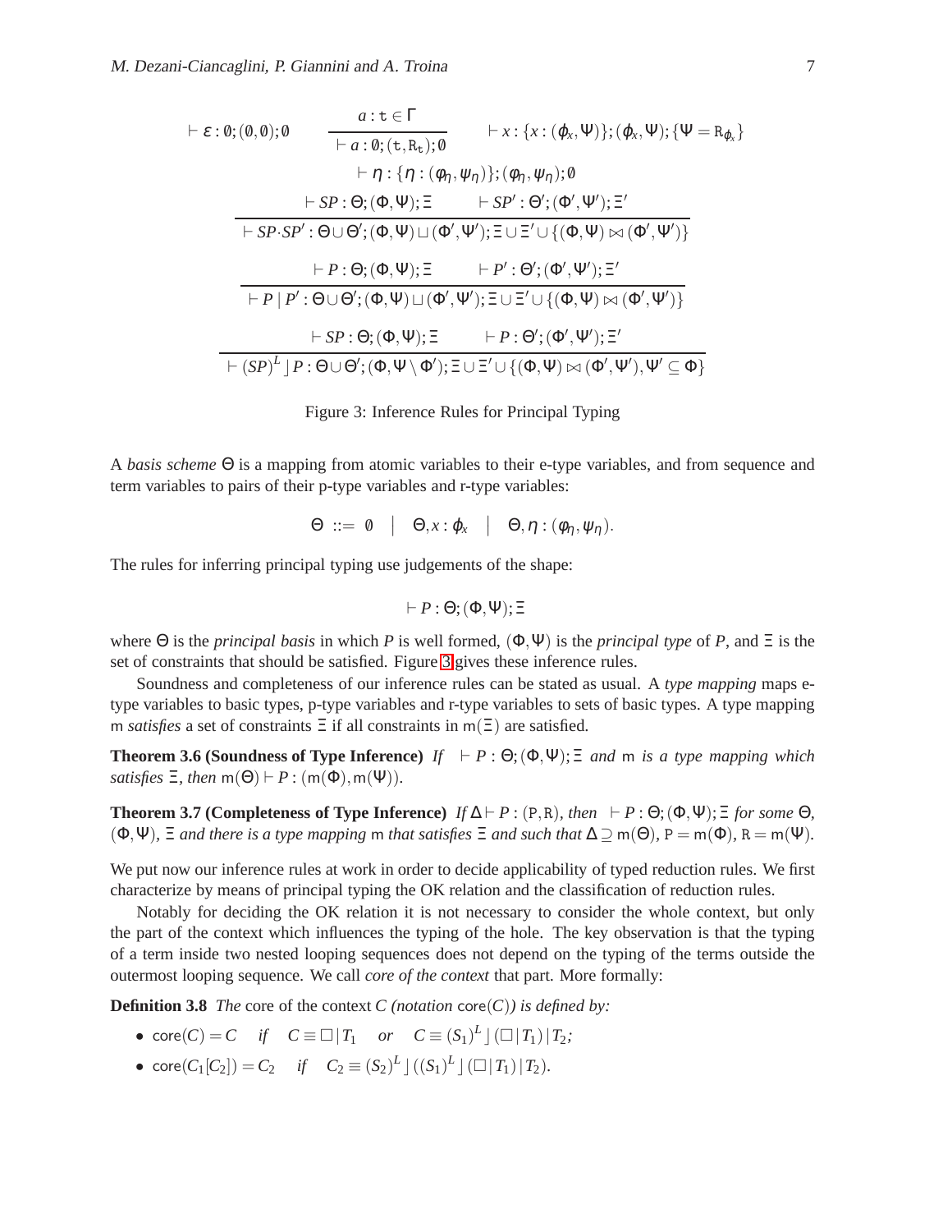$$\vdash \varepsilon : \emptyset; (\emptyset, \emptyset); \emptyset \qquad \frac{a : \mathtt{t} \in \Gamma}{\vdash a : \emptyset; (\mathtt{t}, \mathtt{R}_\mathtt{t}); \emptyset} \qquad \vdash x : \{x : (\varphi_x, \Psi)\}; (\varphi_x, \Psi); \{\Psi = \mathtt{R}_{\varphi_x}\}$$

$$\vdash \eta : \{\eta : (\varphi_\eta, \psi_\eta)\}; (\varphi_\eta, \psi_\eta); \emptyset$$

$$\frac{\vdash SP : \Theta; (\Phi, \Psi); \Xi \qquad \vdash SP' : \Theta'; (\Phi', \Psi'); \Xi'}{\vdash SP \cdot SP' : \Theta \cup \Theta'; (\Phi, \Psi) \sqcup (\Phi', \Psi'); \Xi \cup \Xi' \cup \{(\Phi, \Psi) \bowtie (\Phi', \Psi')\}}$$

$$\frac{\vdash P : \Theta; (\Phi, \Psi); \Xi \qquad \vdash P' : \Theta'; (\Phi', \Psi'); \Xi'}{\vdash P \mid P' : \Theta \cup \Theta'; (\Phi, \Psi) \sqcup (\Phi', \Psi'); \Xi \cup \Xi' \cup \{(\Phi, \Psi) \bowtie (\Phi', \Psi')\}}$$

$$\frac{\vdash SP : \Theta; (\Phi, \Psi); \Xi \qquad \vdash P : \Theta'; (\Phi', \Psi'); \Xi'}{\vdash (SP)^L \rfloor P : \Theta \cup \Theta'; (\Phi, \Psi \setminus \Phi'); \Xi \cup \Xi' \cup \{(\Phi, \Psi) \bowtie (\Phi', \Psi'), \Psi' \subseteq \Phi\}}$$

Figure 3: Inference Rules for Principal Typing

A *basis scheme* $\Theta$ is a mapping from atomic variables to their e-type variables, and from sequence and term variables to pairs of their p-type variables and r-type variables:

$$\Theta \ ::= \ \emptyset \quad | \quad \Theta, x : \varphi_x \quad | \quad \Theta, \eta : (\varphi_\eta, \psi_\eta).$$

The rules for inferring principal typing use judgements of the shape:

$$\vdash P : \Theta; (\Phi, \Psi); \Xi$$

where $\Theta$ is the *principal basis* in which $P$ is well formed, $(\Phi, \Psi)$ is the *principal type* of $P$, and $\Xi$ is the set of constraints that should be satisfied. Figure 3 gives these inference rules.

Soundness and completeness of our inference rules can be stated as usual. A *type mapping* maps e-type variables to basic types, p-type variables and r-type variables to sets of basic types. A type mapping $\mathsf{m}$ *satisfies* a set of constraints $\Xi$ if all constraints in $\mathsf{m}(\Xi)$ are satisfied.

**Theorem 3.6 (Soundness of Type Inference)** *If* $\vdash P : \Theta; (\Phi, \Psi); \Xi$ *and* $\mathsf{m}$ *is a type mapping which satisfies* $\Xi$*, then* $\mathsf{m}(\Theta) \vdash P : (\mathsf{m}(\Phi), \mathsf{m}(\Psi))$.

**Theorem 3.7 (Completeness of Type Inference)** *If* $\Delta \vdash P : (\mathtt{P}, \mathtt{R})$*, then* $\vdash P : \Theta; (\Phi, \Psi); \Xi$ *for some* $\Theta$*,* $(\Phi, \Psi)$*,* $\Xi$ *and there is a type mapping* $\mathsf{m}$ *that satisfies* $\Xi$ *and such that* $\Delta \supseteq \mathsf{m}(\Theta)$*,* $\mathtt{P} = \mathsf{m}(\Phi)$*,* $\mathtt{R} = \mathsf{m}(\Psi)$.

We put now our inference rules at work in order to decide applicability of typed reduction rules. We first characterize by means of principal typing the OK relation and the classification of reduction rules.

Notably for deciding the OK relation it is not necessary to consider the whole context, but only the part of the context which influences the typing of the hole. The key observation is that the typing of a term inside two nested looping sequences does not depend on the typing of the terms outside the outermost looping sequence. We call *core of the context* that part. More formally:

**Definition 3.8** *The* core of the context $C$ *(notation* $\mathsf{core}(C)$*) is defined by:*

- $\mathsf{core}(C) = C \quad$ *if* $\quad C \equiv \square \mid T_1 \quad$ *or* $\quad C \equiv (S_1)^L \rfloor (\square \mid T_1) \mid T_2$*;*
- $\mathsf{core}(C_1[C_2]) = C_2 \quad$ *if* $\quad C_2 \equiv (S_2)^L \rfloor ((S_1)^L \rfloor (\square \mid T_1) \mid T_2)$.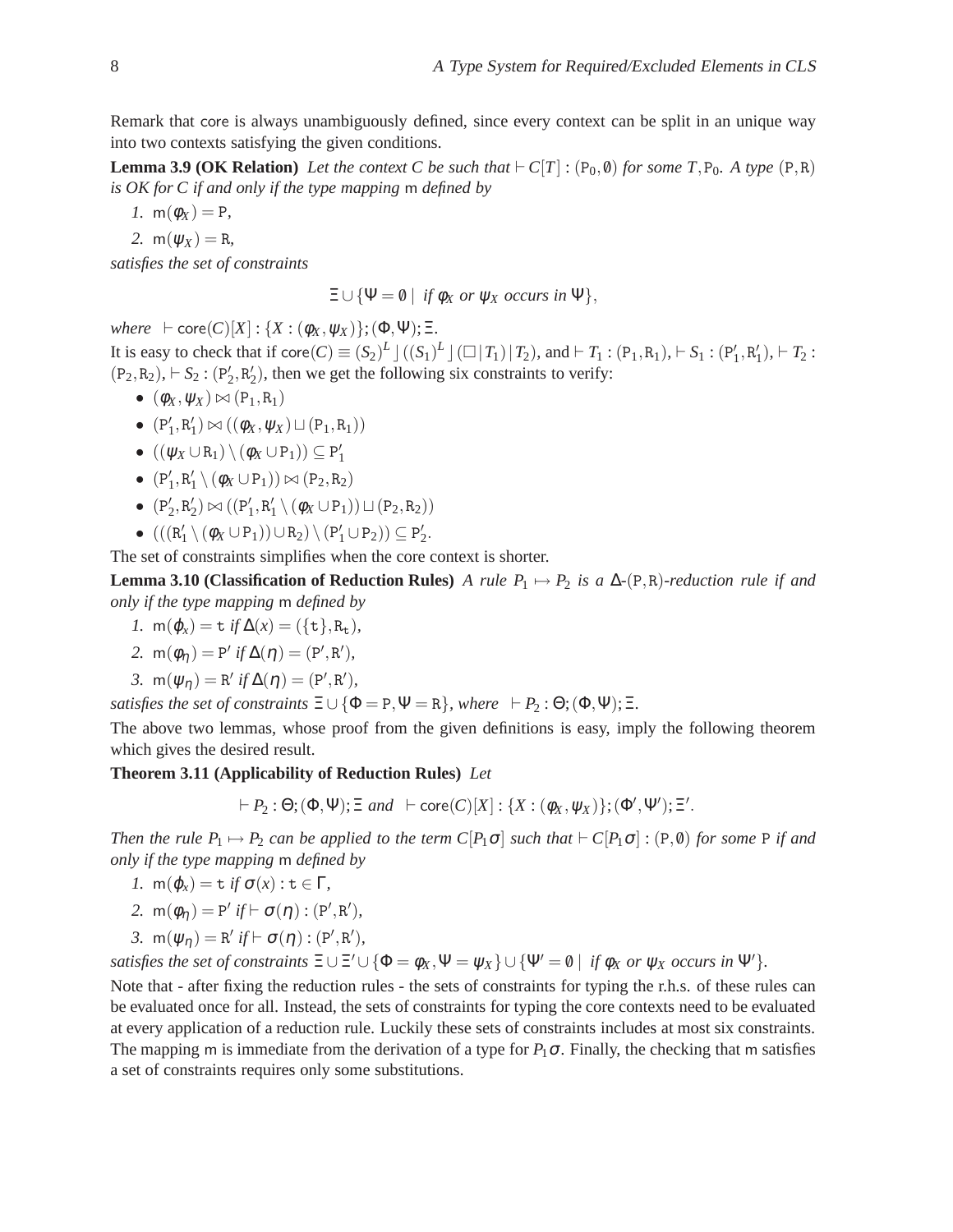Remark that core is always unambiguously defined, since every context can be split in an unique way into two contexts satisfying the given conditions.

**Lemma 3.9 (OK Relation)** *Let the context $C$ be such that $\vdash C[T] : (\mathtt{P}_0, \emptyset)$ for some $T, \mathtt{P}_0$. A type $(\mathtt{P},\mathtt{R})$ is OK for $C$ if and only if the type mapping $\mathsf{m}$ defined by*

1. $\mathsf{m}(\phi_X) = \mathtt{P}$,
2. $\mathsf{m}(\psi_X) = \mathtt{R}$,

*satisfies the set of constraints*

$$\Xi \cup \{\Psi = \emptyset \mid \text{ if } \phi_X \text{ or } \psi_X \text{ occurs in } \Psi\},$$

*where* $\vdash \mathsf{core}(C)[X] : \{X : (\phi_X, \psi_X)\}; (\Phi, \Psi); \Xi$.

It is easy to check that if $\mathsf{core}(C) \equiv (S_2)^L \rfloor ((S_1)^L \rfloor (\square \,|\, T_1) \,|\, T_2)$, and $\vdash T_1 : (\mathtt{P}_1, \mathtt{R}_1)$, $\vdash S_1 : (\mathtt{P}'_1, \mathtt{R}'_1)$, $\vdash T_2 : (\mathtt{P}_2, \mathtt{R}_2)$, $\vdash S_2 : (\mathtt{P}'_2, \mathtt{R}'_2)$, then we get the following six constraints to verify:

- $(\phi_X, \psi_X) \bowtie (\mathtt{P}_1, \mathtt{R}_1)$
- $(\mathtt{P}'_1, \mathtt{R}'_1) \bowtie ((\phi_X, \psi_X) \sqcup (\mathtt{P}_1, \mathtt{R}_1))$
- $((\psi_X \cup \mathtt{R}_1) \setminus (\phi_X \cup \mathtt{P}_1)) \subseteq \mathtt{P}'_1$
- $(\mathtt{P}'_1, \mathtt{R}'_1 \setminus (\phi_X \cup \mathtt{P}_1)) \bowtie (\mathtt{P}_2, \mathtt{R}_2)$
- $(\mathtt{P}'_2, \mathtt{R}'_2) \bowtie ((\mathtt{P}'_1, \mathtt{R}'_1 \setminus (\phi_X \cup \mathtt{P}_1)) \sqcup (\mathtt{P}_2, \mathtt{R}_2))$
- $(((\mathtt{R}'_1 \setminus (\phi_X \cup \mathtt{P}_1)) \cup \mathtt{R}_2) \setminus (\mathtt{P}'_1 \cup \mathtt{P}_2)) \subseteq \mathtt{P}'_2$.

The set of constraints simplifies when the core context is shorter.

**Lemma 3.10 (Classification of Reduction Rules)** *A rule $P_1 \mapsto P_2$ is a $\Delta$-$(\mathtt{P},\mathtt{R})$-reduction rule if and only if the type mapping $\mathsf{m}$ defined by*

1. $\mathsf{m}(\varphi_x) = \mathtt{t}$ *if* $\Delta(x) = (\{\mathtt{t}\}, \mathtt{R}_\mathtt{t})$,
2. $\mathsf{m}(\phi_\eta) = \mathtt{P}'$ *if* $\Delta(\eta) = (\mathtt{P}', \mathtt{R}')$,
3. $\mathsf{m}(\psi_\eta) = \mathtt{R}'$ *if* $\Delta(\eta) = (\mathtt{P}', \mathtt{R}')$,

*satisfies the set of constraints* $\Xi \cup \{\Phi = \mathtt{P}, \Psi = \mathtt{R}\}$*, where* $\vdash P_2 : \Theta; (\Phi, \Psi); \Xi$.

The above two lemmas, whose proof from the given definitions is easy, imply the following theorem which gives the desired result.

**Theorem 3.11 (Applicability of Reduction Rules)** *Let*

$$\vdash P_2 : \Theta; (\Phi, \Psi); \Xi \text{ and } \vdash \mathsf{core}(C)[X] : \{X : (\phi_X, \psi_X)\}; (\Phi', \Psi'); \Xi'.$$

*Then the rule $P_1 \mapsto P_2$ can be applied to the term $C[P_1\sigma]$ such that $\vdash C[P_1\sigma] : (\mathtt{P}, \emptyset)$ for some $\mathtt{P}$ if and only if the type mapping $\mathsf{m}$ defined by*

1. $\mathsf{m}(\varphi_x) = \mathtt{t}$ *if* $\sigma(x) : \mathtt{t} \in \Gamma$,
2. $\mathsf{m}(\phi_\eta) = \mathtt{P}'$ *if* $\vdash \sigma(\eta) : (\mathtt{P}', \mathtt{R}')$,
3. $\mathsf{m}(\psi_\eta) = \mathtt{R}'$ *if* $\vdash \sigma(\eta) : (\mathtt{P}', \mathtt{R}')$,

*satisfies the set of constraints* $\Xi \cup \Xi' \cup \{\Phi = \phi_X, \Psi = \psi_X\} \cup \{\Psi' = \emptyset \mid \text{ if } \phi_X \text{ or } \psi_X \text{ occurs in } \Psi'\}$.

Note that - after fixing the reduction rules - the sets of constraints for typing the r.h.s. of these rules can be evaluated once for all. Instead, the sets of constraints for typing the core contexts need to be evaluated at every application of a reduction rule. Luckily these sets of constraints includes at most six constraints. The mapping $\mathsf{m}$ is immediate from the derivation of a type for $P_1\sigma$. Finally, the checking that $\mathsf{m}$ satisfies a set of constraints requires only some substitutions.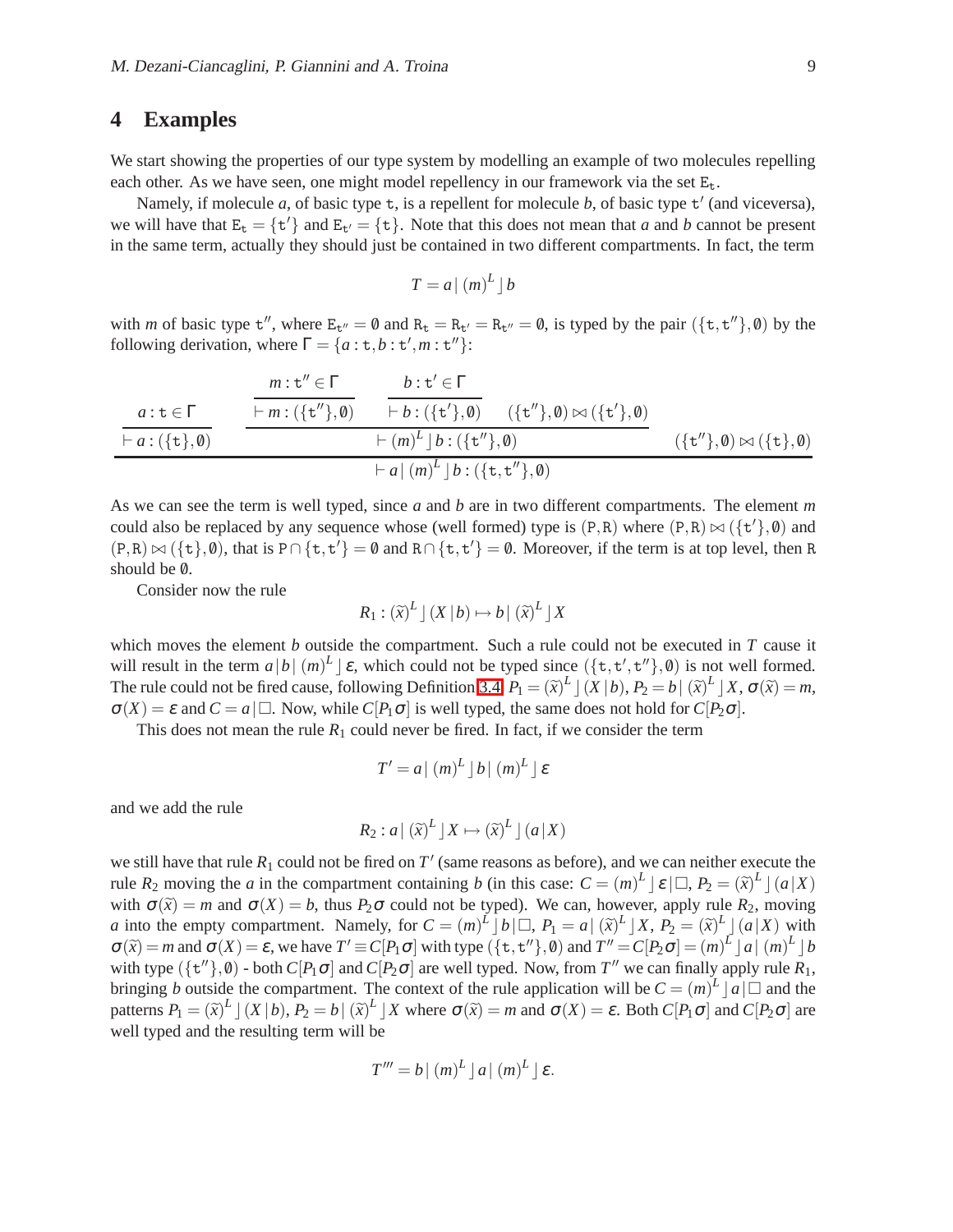## 4 Examples

We start showing the properties of our type system by modelling an example of two molecules repelling each other. As we have seen, one might model repellency in our framework via the set $\mathtt{E_t}$.

Namely, if molecule $a$, of basic type $\mathtt{t}$, is a repellent for molecule $b$, of basic type $\mathtt{t'}$ (and viceversa), we will have that $\mathtt{E_t} = \{\mathtt{t'}\}$ and $\mathtt{E_{t'}} = \{\mathtt{t}\}$. Note that this does not mean that $a$ and $b$ cannot be present in the same term, actually they should just be contained in two different compartments. In fact, the term

$$T = a \,|\, (m)^L \rfloor b$$

with $m$ of basic type $\mathtt{t''}$, where $\mathtt{E_{t''}} = \emptyset$ and $\mathtt{R_t} = \mathtt{R_{t'}} = \mathtt{R_{t''}} = \emptyset$, is typed by the pair $(\{\mathtt{t},\mathtt{t''}\},\emptyset)$ by the following derivation, where $\Gamma = \{a:\mathtt{t}, b:\mathtt{t'}, m:\mathtt{t''}\}$:

$$\dfrac{\dfrac{a:\mathtt{t}\in\Gamma}{\vdash a:(\{\mathtt{t}\},\emptyset)} \qquad \dfrac{\dfrac{m:\mathtt{t''}\in\Gamma}{\vdash m:(\{\mathtt{t''}\},\emptyset)} \quad \dfrac{b:\mathtt{t'}\in\Gamma}{\vdash b:(\{\mathtt{t'}\},\emptyset)} \quad (\{\mathtt{t''}\},\emptyset)\bowtie(\{\mathtt{t'}\},\emptyset)}{\vdash (m)^L\rfloor b:(\{\mathtt{t''}\},\emptyset)} \qquad (\{\mathtt{t''}\},\emptyset)\bowtie(\{\mathtt{t}\},\emptyset)}{\vdash a\,|\,(m)^L\rfloor b:(\{\mathtt{t},\mathtt{t''}\},\emptyset)}$$

As we can see the term is well typed, since $a$ and $b$ are in two different compartments. The element $m$ could also be replaced by any sequence whose (well formed) type is $(\mathtt{P},\mathtt{R})$ where $(\mathtt{P},\mathtt{R})\bowtie(\{\mathtt{t'}\},\emptyset)$ and $(\mathtt{P},\mathtt{R})\bowtie(\{\mathtt{t}\},\emptyset)$, that is $\mathtt{P}\cap\{\mathtt{t},\mathtt{t'}\}=\emptyset$ and $\mathtt{R}\cap\{\mathtt{t},\mathtt{t'}\}=\emptyset$. Moreover, if the term is at top level, then $\mathtt{R}$ should be $\emptyset$.

Consider now the rule

$$R_1 : (\widetilde{x})^L \rfloor (X \,|\, b) \mapsto b \,|\, (\widetilde{x})^L \rfloor X$$

which moves the element $b$ outside the compartment. Such a rule could not be executed in $T$ cause it will result in the term $a\,|\,b\,|\,(m)^L\rfloor\varepsilon$, which could not be typed since $(\{\mathtt{t},\mathtt{t'},\mathtt{t''}\},\emptyset)$ is not well formed. The rule could not be fired cause, following Definition 3.4, $P_1 = (\widetilde{x})^L\rfloor(X\,|\,b)$, $P_2 = b\,|\,(\widetilde{x})^L\rfloor X$, $\sigma(\widetilde{x}) = m$, $\sigma(X) = \varepsilon$ and $C = a\,|\,\square$. Now, while $C[P_1\sigma]$ is well typed, the same does not hold for $C[P_2\sigma]$.

This does not mean the rule $R_1$ could never be fired. In fact, if we consider the term

$$T' = a \,|\, (m)^L \rfloor b \,|\, (m)^L \rfloor \varepsilon$$

and we add the rule

$$R_2 : a \,|\, (\widetilde{x})^L \rfloor X \mapsto (\widetilde{x})^L \rfloor (a \,|\, X)$$

we still have that rule $R_1$ could not be fired on $T'$ (same reasons as before), and we can neither execute the rule $R_2$ moving the $a$ in the compartment containing $b$ (in this case: $C = (m)^L\rfloor\varepsilon\,|\,\square$, $P_2 = (\widetilde{x})^L\rfloor(a\,|\,X)$ with $\sigma(\widetilde{x}) = m$ and $\sigma(X) = b$, thus $P_2\sigma$ could not be typed). We can, however, apply rule $R_2$, moving $a$ into the empty compartment. Namely, for $C = (m)^L\rfloor b\,|\,\square$, $P_1 = a\,|\,(\widetilde{x})^L\rfloor X$, $P_2 = (\widetilde{x})^L\rfloor(a\,|\,X)$ with $\sigma(\widetilde{x}) = m$ and $\sigma(X) = \varepsilon$, we have $T' \equiv C[P_1\sigma]$ with type $(\{\mathtt{t},\mathtt{t''}\},\emptyset)$ and $T'' = C[P_2\sigma] = (m)^L\rfloor a\,|\,(m)^L\rfloor b$ with type $(\{\mathtt{t''}\},\emptyset)$ - both $C[P_1\sigma]$ and $C[P_2\sigma]$ are well typed. Now, from $T''$ we can finally apply rule $R_1$, bringing $b$ outside the compartment. The context of the rule application will be $C = (m)^L\rfloor a\,|\,\square$ and the patterns $P_1 = (\widetilde{x})^L\rfloor(X\,|\,b)$, $P_2 = b\,|\,(\widetilde{x})^L\rfloor X$ where $\sigma(\widetilde{x}) = m$ and $\sigma(X) = \varepsilon$. Both $C[P_1\sigma]$ and $C[P_2\sigma]$ are well typed and the resulting term will be

$$T''' = b \,|\, (m)^L \rfloor a \,|\, (m)^L \rfloor \varepsilon.$$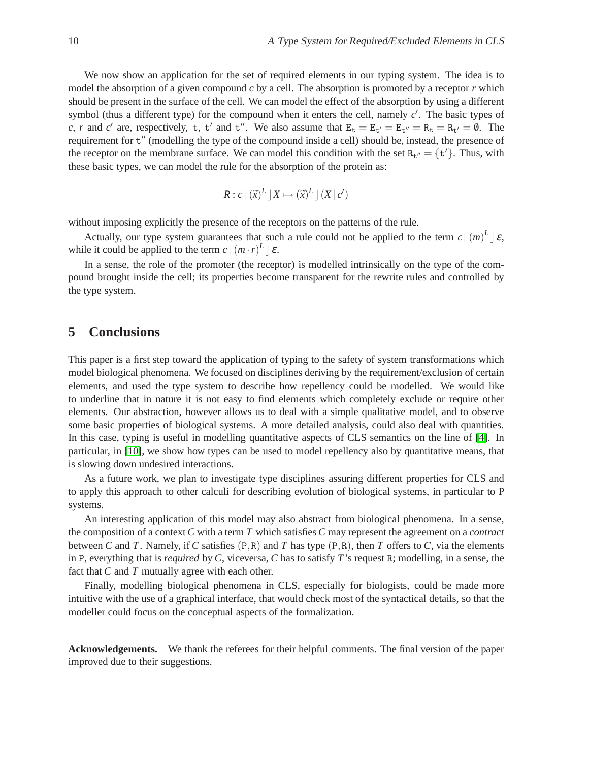We now show an application for the set of required elements in our typing system. The idea is to model the absorption of a given compound $c$ by a cell. The absorption is promoted by a receptor $r$ which should be present in the surface of the cell. We can model the effect of the absorption by using a different symbol (thus a different type) for the compound when it enters the cell, namely $c'$. The basic types of $c$, $r$ and $c'$ are, respectively, $\mathtt{t}$, $\mathtt{t}'$ and $\mathtt{t}''$. We also assume that $\mathtt{E_t} = \mathtt{E_{t'}} = \mathtt{E_{t''}} = \mathtt{R_t} = \mathtt{R_{t'}} = \emptyset$. The requirement for $\mathtt{t}''$ (modelling the type of the compound inside a cell) should be, instead, the presence of the receptor on the membrane surface. We can model this condition with the set $\mathtt{R_{t''}} = \{\mathtt{t}'\}$. Thus, with these basic types, we can model the rule for the absorption of the protein as:

$$R : c \,|\, (\widetilde{x})^L \rfloor X \mapsto (\widetilde{x})^L \rfloor (X \,|\, c')$$

without imposing explicitly the presence of the receptors on the patterns of the rule.

Actually, our type system guarantees that such a rule could not be applied to the term $c \,|\, (m)^L \rfloor \varepsilon$, while it could be applied to the term $c \,|\, (m \cdot r)^L \rfloor \varepsilon$.

In a sense, the role of the promoter (the receptor) is modelled intrinsically on the type of the compound brought inside the cell; its properties become transparent for the rewrite rules and controlled by the type system.

## 5 Conclusions

This paper is a first step toward the application of typing to the safety of system transformations which model biological phenomena. We focused on disciplines deriving by the requirement/exclusion of certain elements, and used the type system to describe how repellency could be modelled. We would like to underline that in nature it is not easy to find elements which completely exclude or require other elements. Our abstraction, however allows us to deal with a simple qualitative model, and to observe some basic properties of biological systems. A more detailed analysis, could also deal with quantities. In this case, typing is useful in modelling quantitative aspects of CLS semantics on the line of [4]. In particular, in [10], we show how types can be used to model repellency also by quantitative means, that is slowing down undesired interactions.

As a future work, we plan to investigate type disciplines assuring different properties for CLS and to apply this approach to other calculi for describing evolution of biological systems, in particular to P systems.

An interesting application of this model may also abstract from biological phenomena. In a sense, the composition of a context $C$ with a term $T$ which satisfies $C$ may represent the agreement on a *contract* between $C$ and $T$. Namely, if $C$ satisfies $(\mathtt{P},\mathtt{R})$ and $T$ has type $(\mathtt{P},\mathtt{R})$, then $T$ offers to $C$, via the elements in $\mathtt{P}$, everything that is *required* by $C$, viceversa, $C$ has to satisfy $T$'s request $\mathtt{R}$; modelling, in a sense, the fact that $C$ and $T$ mutually agree with each other.

Finally, modelling biological phenomena in CLS, especially for biologists, could be made more intuitive with the use of a graphical interface, that would check most of the syntactical details, so that the modeller could focus on the conceptual aspects of the formalization.

**Acknowledgements.** We thank the referees for their helpful comments. The final version of the paper improved due to their suggestions.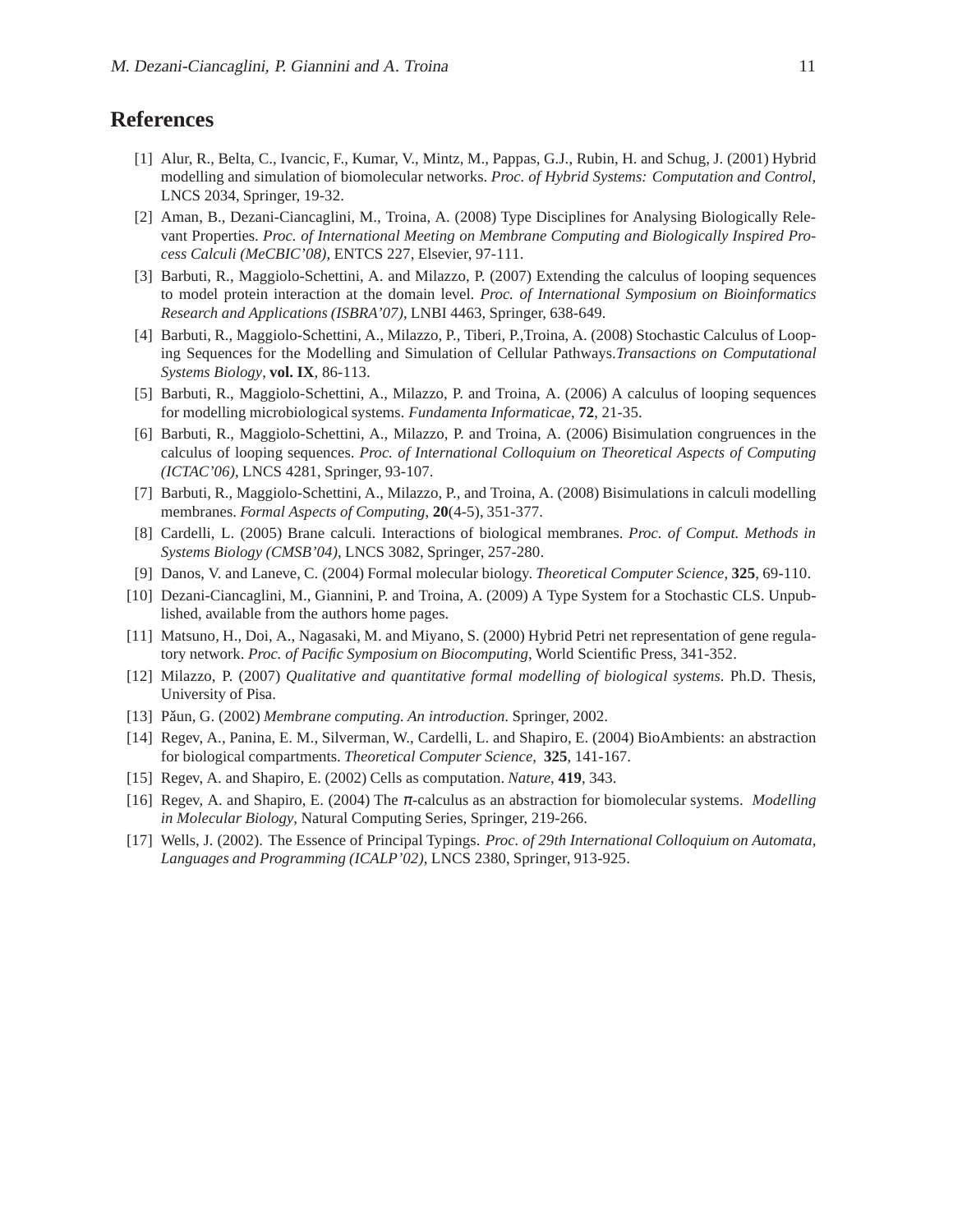## References

[1] Alur, R., Belta, C., Ivancic, F., Kumar, V., Mintz, M., Pappas, G.J., Rubin, H. and Schug, J. (2001) Hybrid modelling and simulation of biomolecular networks. *Proc. of Hybrid Systems: Computation and Control*, LNCS 2034, Springer, 19-32.

[2] Aman, B., Dezani-Ciancaglini, M., Troina, A. (2008) Type Disciplines for Analysing Biologically Relevant Properties. *Proc. of International Meeting on Membrane Computing and Biologically Inspired Process Calculi (MeCBIC'08)*, ENTCS 227, Elsevier, 97-111.

[3] Barbuti, R., Maggiolo-Schettini, A. and Milazzo, P. (2007) Extending the calculus of looping sequences to model protein interaction at the domain level. *Proc. of International Symposium on Bioinformatics Research and Applications (ISBRA'07)*, LNBI 4463, Springer, 638-649.

[4] Barbuti, R., Maggiolo-Schettini, A., Milazzo, P., Tiberi, P.,Troina, A. (2008) Stochastic Calculus of Looping Sequences for the Modelling and Simulation of Cellular Pathways.*Transactions on Computational Systems Biology*, **vol. IX**, 86-113.

[5] Barbuti, R., Maggiolo-Schettini, A., Milazzo, P. and Troina, A. (2006) A calculus of looping sequences for modelling microbiological systems. *Fundamenta Informaticae*, **72**, 21-35.

[6] Barbuti, R., Maggiolo-Schettini, A., Milazzo, P. and Troina, A. (2006) Bisimulation congruences in the calculus of looping sequences. *Proc. of International Colloquium on Theoretical Aspects of Computing (ICTAC'06)*, LNCS 4281, Springer, 93-107.

[7] Barbuti, R., Maggiolo-Schettini, A., Milazzo, P., and Troina, A. (2008) Bisimulations in calculi modelling membranes. *Formal Aspects of Computing*, **20**(4-5), 351-377.

[8] Cardelli, L. (2005) Brane calculi. Interactions of biological membranes. *Proc. of Comput. Methods in Systems Biology (CMSB'04)*, LNCS 3082, Springer, 257-280.

[9] Danos, V. and Laneve, C. (2004) Formal molecular biology. *Theoretical Computer Science*, **325**, 69-110.

[10] Dezani-Ciancaglini, M., Giannini, P. and Troina, A. (2009) A Type System for a Stochastic CLS. Unpublished, available from the authors home pages.

[11] Matsuno, H., Doi, A., Nagasaki, M. and Miyano, S. (2000) Hybrid Petri net representation of gene regulatory network. *Proc. of Pacific Symposium on Biocomputing*, World Scientific Press, 341-352.

[12] Milazzo, P. (2007) *Qualitative and quantitative formal modelling of biological systems*. Ph.D. Thesis, University of Pisa.

[13] Păun, G. (2002) *Membrane computing. An introduction*. Springer, 2002.

[14] Regev, A., Panina, E. M., Silverman, W., Cardelli, L. and Shapiro, E. (2004) BioAmbients: an abstraction for biological compartments. *Theoretical Computer Science*, **325**, 141-167.

[15] Regev, A. and Shapiro, E. (2002) Cells as computation. *Nature*, **419**, 343.

[16] Regev, A. and Shapiro, E. (2004) The $\pi$-calculus as an abstraction for biomolecular systems. *Modelling in Molecular Biology*, Natural Computing Series, Springer, 219-266.

[17] Wells, J. (2002). The Essence of Principal Typings. *Proc. of 29th International Colloquium on Automata, Languages and Programming (ICALP'02)*, LNCS 2380, Springer, 913-925.